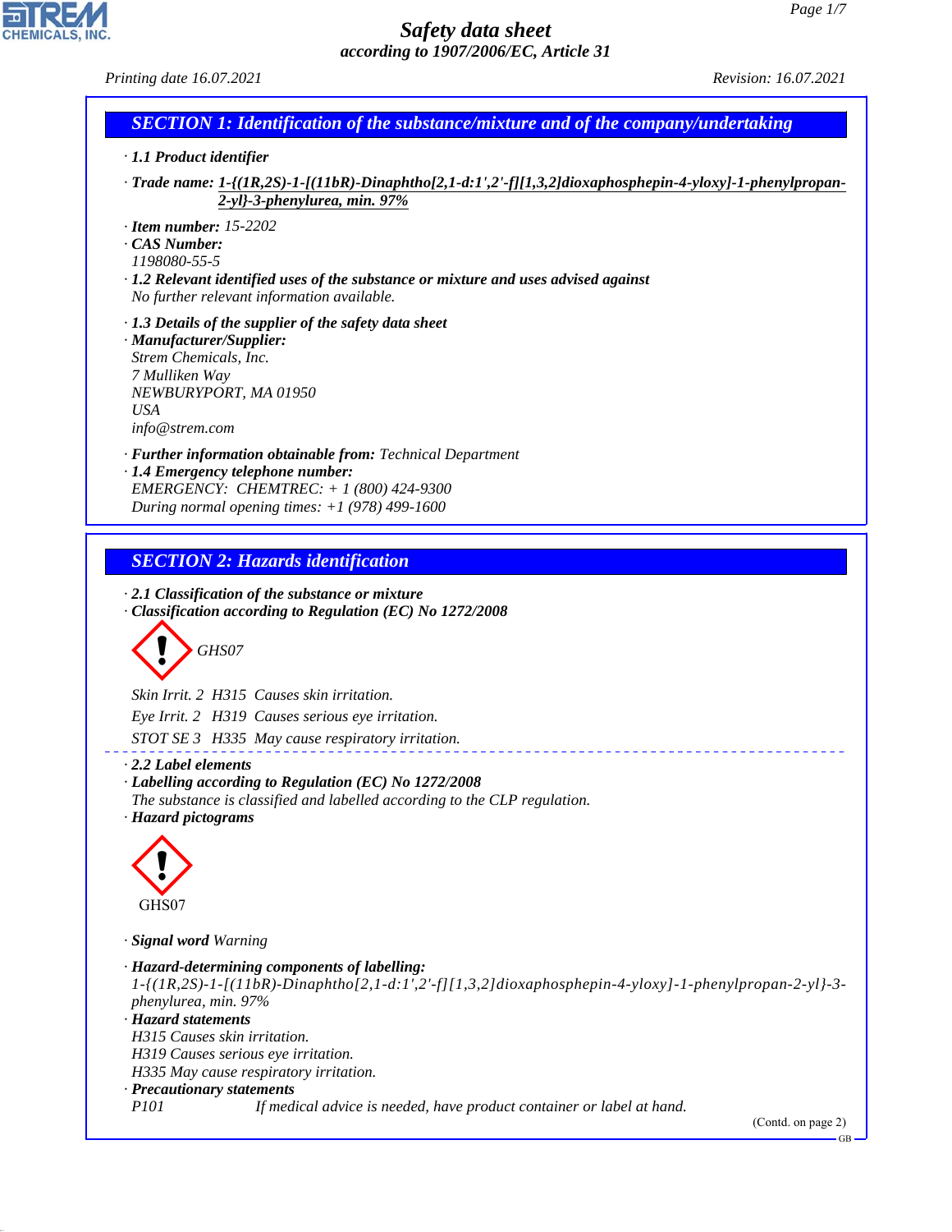# Safety data sheet

## according to 1907/2006/EC, Article 31

Printing date 16.07.2021 Revision: 16.07.2021

## SECTION 1: Identification of the substance/mixture and of the company/undertaking

· **1.1 Product identifier**

· **Trade name:** **1-{(1R,2S)-1-[(11bR)-Dinaphtho[2,1-d:1',2'-f][1,3,2]dioxaphosphepin-4-yloxy]-1-phenylpropan-2-yl}-3-phenylurea, min. 97%**

· **Item number:** 15-2202

· **CAS Number:**
1198080-55-5

· **1.2 Relevant identified uses of the substance or mixture and uses advised against**
No further relevant information available.

· **1.3 Details of the supplier of the safety data sheet**

· **Manufacturer/Supplier:**
Strem Chemicals, Inc.
7 Mulliken Way
NEWBURYPORT, MA 01950
USA
info@strem.com

· **Further information obtainable from:** Technical Department

· **1.4 Emergency telephone number:**
EMERGENCY: CHEMTREC: + 1 (800) 424-9300
During normal opening times: +1 (978) 499-1600

## SECTION 2: Hazards identification

· **2.1 Classification of the substance or mixture**

· **Classification according to Regulation (EC) No 1272/2008**

GHS07

Skin Irrit. 2 H315 Causes skin irritation.

Eye Irrit. 2 H319 Causes serious eye irritation.

STOT SE 3 H335 May cause respiratory irritation.

· **2.2 Label elements**

· **Labelling according to Regulation (EC) No 1272/2008**
The substance is classified and labelled according to the CLP regulation.

· **Hazard pictograms**

GHS07

· **Signal word** Warning

· **Hazard-determining components of labelling:**
1-{(1R,2S)-1-[(11bR)-Dinaphtho[2,1-d:1',2'-f][1,3,2]dioxaphosphepin-4-yloxy]-1-phenylpropan-2-yl}-3-phenylurea, min. 97%

· **Hazard statements**
H315 Causes skin irritation.
H319 Causes serious eye irritation.
H335 May cause respiratory irritation.

· **Precautionary statements**
P101 If medical advice is needed, have product container or label at hand.

(Contd. on page 2)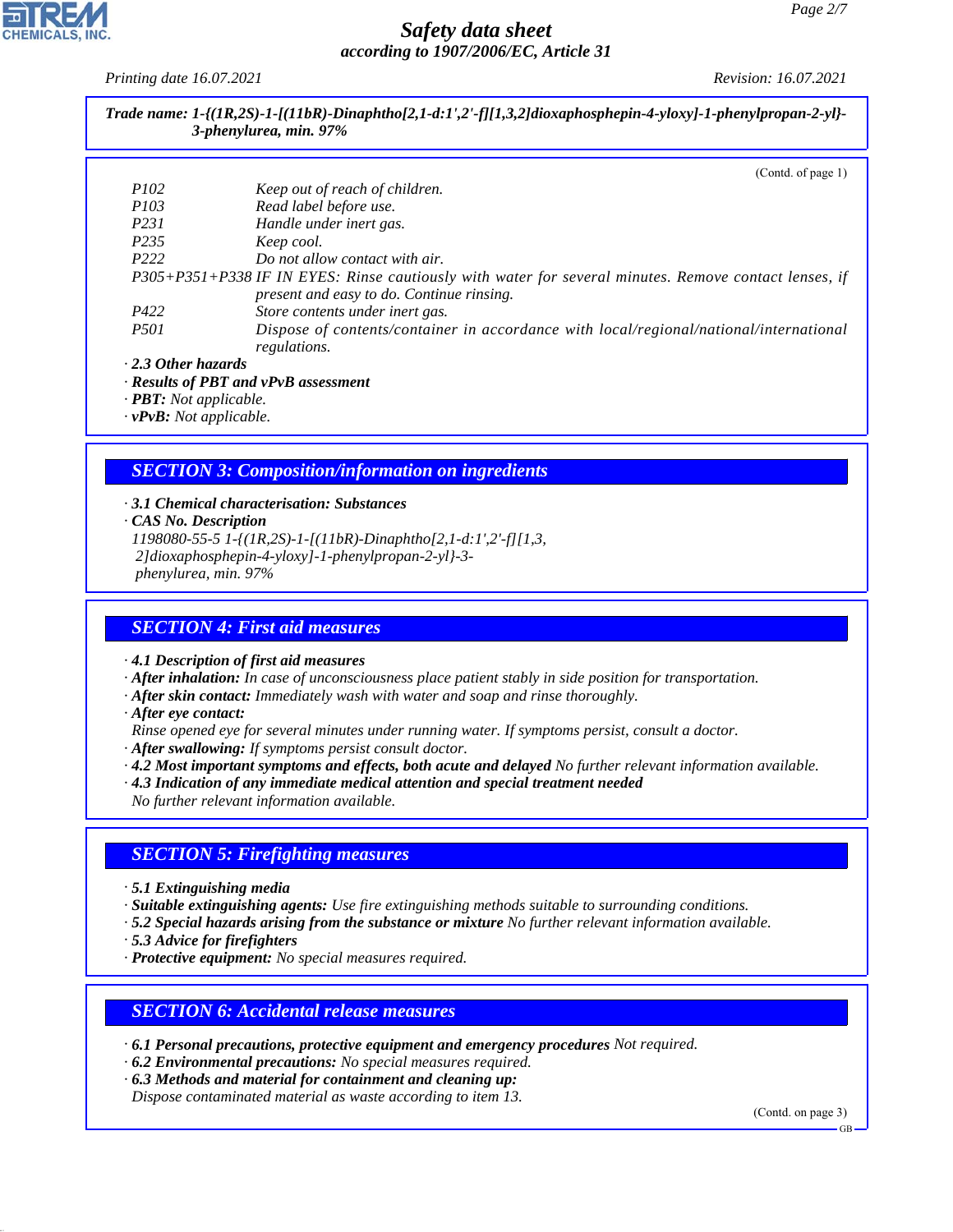**Trade name: 1-{(1R,2S)-1-[(11bR)-Dinaphtho[2,1-d:1',2'-f][1,3,2]dioxaphosphepin-4-yloxy]-1-phenylpropan-2-yl}-3-phenylurea, min. 97%**

(Contd. of page 1)

| | |
|---|---|
| P102 | Keep out of reach of children. |
| P103 | Read label before use. |
| P231 | Handle under inert gas. |
| P235 | Keep cool. |
| P222 | Do not allow contact with air. |
| P305+P351+P338 | IF IN EYES: Rinse cautiously with water for several minutes. Remove contact lenses, if present and easy to do. Continue rinsing. |
| P422 | Store contents under inert gas. |
| P501 | Dispose of contents/container in accordance with local/regional/national/international regulations. |

· **2.3 Other hazards**
· **Results of PBT and vPvB assessment**
· **PBT:** Not applicable.
· **vPvB:** Not applicable.

## SECTION 3: Composition/information on ingredients

· **3.1 Chemical characterisation: Substances**
· **CAS No. Description**
1198080-55-5 1-{(1R,2S)-1-[(11bR)-Dinaphtho[2,1-d:1',2'-f][1,3,2]dioxaphosphepin-4-yloxy]-1-phenylpropan-2-yl}-3-phenylurea, min. 97%

## SECTION 4: First aid measures

· **4.1 Description of first aid measures**
· **After inhalation:** In case of unconsciousness place patient stably in side position for transportation.
· **After skin contact:** Immediately wash with water and soap and rinse thoroughly.
· **After eye contact:**
Rinse opened eye for several minutes under running water. If symptoms persist, consult a doctor.
· **After swallowing:** If symptoms persist consult doctor.
· **4.2 Most important symptoms and effects, both acute and delayed** No further relevant information available.
· **4.3 Indication of any immediate medical attention and special treatment needed**
No further relevant information available.

## SECTION 5: Firefighting measures

· **5.1 Extinguishing media**
· **Suitable extinguishing agents:** Use fire extinguishing methods suitable to surrounding conditions.
· **5.2 Special hazards arising from the substance or mixture** No further relevant information available.
· **5.3 Advice for firefighters**
· **Protective equipment:** No special measures required.

## SECTION 6: Accidental release measures

· **6.1 Personal precautions, protective equipment and emergency procedures** Not required.
· **6.2 Environmental precautions:** No special measures required.
· **6.3 Methods and material for containment and cleaning up:**
Dispose contaminated material as waste according to item 13.

(Contd. on page 3)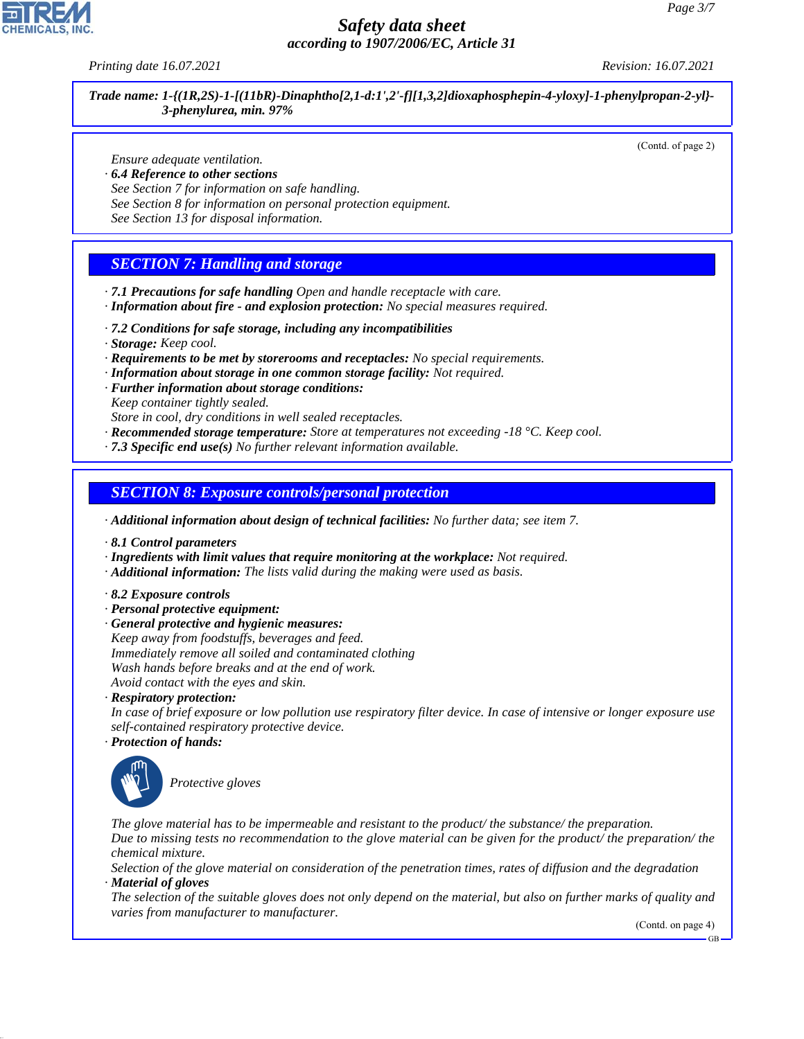**Trade name: 1-{(1R,2S)-1-[(11bR)-Dinaphtho[2,1-d:1',2'-f][1,3,2]dioxaphosphepin-4-yloxy]-1-phenylpropan-2-yl}-3-phenylurea, min. 97%**

(Contd. of page 2)

Ensure adequate ventilation.

· **6.4 Reference to other sections**
See Section 7 for information on safe handling.
See Section 8 for information on personal protection equipment.
See Section 13 for disposal information.

## SECTION 7: Handling and storage

· **7.1 Precautions for safe handling** Open and handle receptacle with care.
· **Information about fire - and explosion protection:** No special measures required.

· **7.2 Conditions for safe storage, including any incompatibilities**
· **Storage:** Keep cool.
· **Requirements to be met by storerooms and receptacles:** No special requirements.
· **Information about storage in one common storage facility:** Not required.
· **Further information about storage conditions:**
Keep container tightly sealed.
Store in cool, dry conditions in well sealed receptacles.
· **Recommended storage temperature:** Store at temperatures not exceeding -18 °C. Keep cool.
· **7.3 Specific end use(s)** No further relevant information available.

## SECTION 8: Exposure controls/personal protection

· **Additional information about design of technical facilities:** No further data; see item 7.

· **8.1 Control parameters**
· **Ingredients with limit values that require monitoring at the workplace:** Not required.
· **Additional information:** The lists valid during the making were used as basis.

· **8.2 Exposure controls**
· **Personal protective equipment:**
· **General protective and hygienic measures:**
Keep away from foodstuffs, beverages and feed.
Immediately remove all soiled and contaminated clothing
Wash hands before breaks and at the end of work.
Avoid contact with the eyes and skin.
· **Respiratory protection:**
In case of brief exposure or low pollution use respiratory filter device. In case of intensive or longer exposure use self-contained respiratory protective device.
· **Protection of hands:**

Protective gloves

The glove material has to be impermeable and resistant to the product/ the substance/ the preparation.
Due to missing tests no recommendation to the glove material can be given for the product/ the preparation/ the chemical mixture.
Selection of the glove material on consideration of the penetration times, rates of diffusion and the degradation
· **Material of gloves**
The selection of the suitable gloves does not only depend on the material, but also on further marks of quality and varies from manufacturer to manufacturer.

(Contd. on page 4)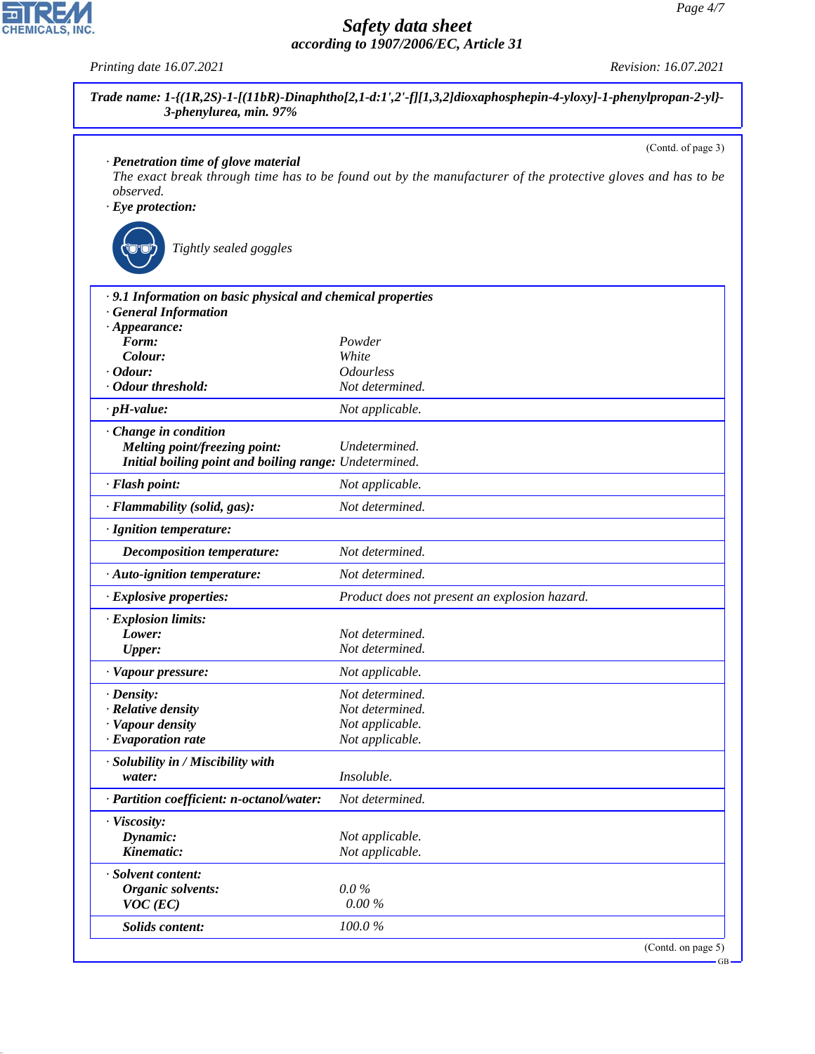**Trade name: 1-{(1R,2S)-1-[(11bR)-Dinaphtho[2,1-d:1',2'-f][1,3,2]dioxaphosphepin-4-yloxy]-1-phenylpropan-2-yl}-3-phenylurea, min. 97%**

(Contd. of page 3)

· ***Penetration time of glove material***
*The exact break through time has to be found out by the manufacturer of the protective gloves and has to be observed.*

· ***Eye protection:***

*Tightly sealed goggles*

| | |
|---|---|
| · ***9.1 Information on basic physical and chemical properties*** | |
| · ***General Information*** | |
| · ***Appearance:*** | |
| ***Form:*** | *Powder* |
| ***Colour:*** | *White* |
| · ***Odour:*** | *Odourless* |
| · ***Odour threshold:*** | *Not determined.* |
| · ***pH-value:*** | *Not applicable.* |
| · ***Change in condition*** | |
| ***Melting point/freezing point:*** | *Undetermined.* |
| ***Initial boiling point and boiling range:*** | *Undetermined.* |
| · ***Flash point:*** | *Not applicable.* |
| · ***Flammability (solid, gas):*** | *Not determined.* |
| · ***Ignition temperature:*** | |
| ***Decomposition temperature:*** | *Not determined.* |
| · ***Auto-ignition temperature:*** | *Not determined.* |
| · ***Explosive properties:*** | *Product does not present an explosion hazard.* |
| · ***Explosion limits:*** | |
| ***Lower:*** | *Not determined.* |
| ***Upper:*** | *Not determined.* |
| · ***Vapour pressure:*** | *Not applicable.* |
| · ***Density:*** | *Not determined.* |
| · ***Relative density*** | *Not determined.* |
| · ***Vapour density*** | *Not applicable.* |
| · ***Evaporation rate*** | *Not applicable.* |
| · ***Solubility in / Miscibility with*** | |
| ***water:*** | *Insoluble.* |
| · ***Partition coefficient: n-octanol/water:*** | *Not determined.* |
| · ***Viscosity:*** | |
| ***Dynamic:*** | *Not applicable.* |
| ***Kinematic:*** | *Not applicable.* |
| · ***Solvent content:*** | |
| ***Organic solvents:*** | *0.0 %* |
| ***VOC (EC)*** | *0.00 %* |
| ***Solids content:*** | *100.0 %* |

(Contd. on page 5)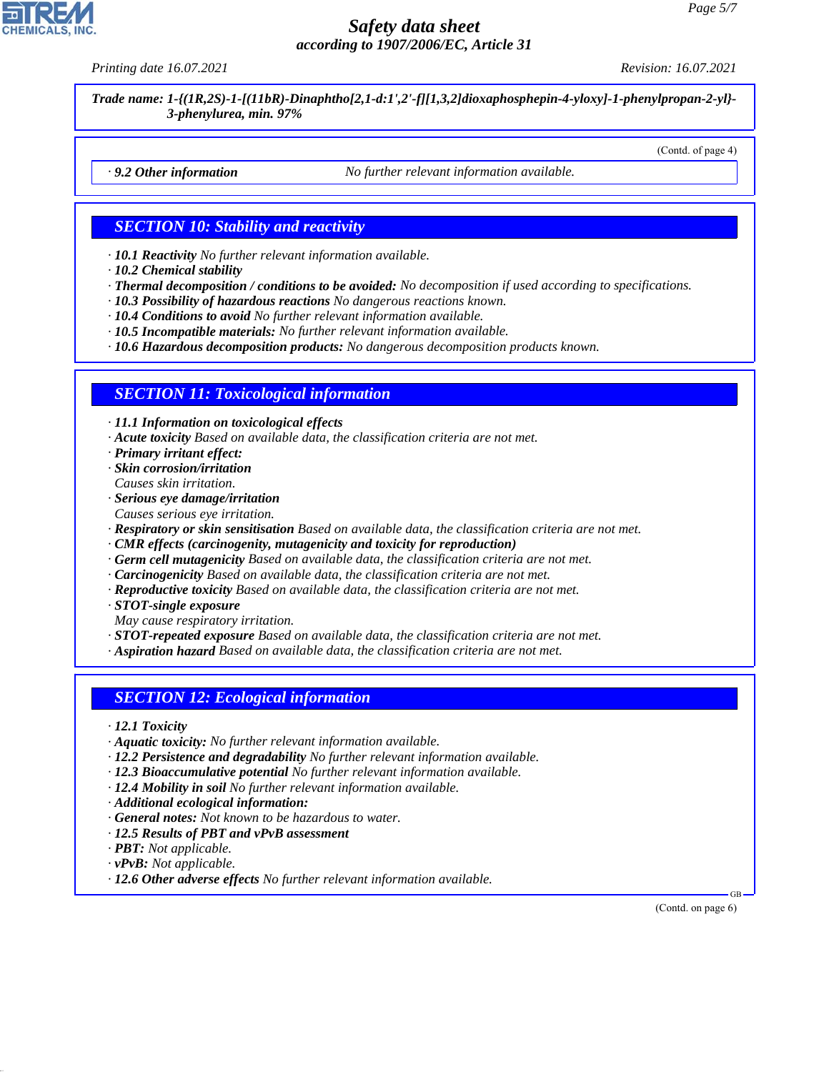Trade name: 1-{(1R,2S)-1-[(11bR)-Dinaphtho[2,1-d:1',2'-f][1,3,2]dioxaphosphepin-4-yloxy]-1-phenylpropan-2-yl}-3-phenylurea, min. 97%

(Contd. of page 4)

· **9.2 Other information** No further relevant information available.

## SECTION 10: Stability and reactivity

· **10.1 Reactivity** No further relevant information available.
· **10.2 Chemical stability**
· **Thermal decomposition / conditions to be avoided:** No decomposition if used according to specifications.
· **10.3 Possibility of hazardous reactions** No dangerous reactions known.
· **10.4 Conditions to avoid** No further relevant information available.
· **10.5 Incompatible materials:** No further relevant information available.
· **10.6 Hazardous decomposition products:** No dangerous decomposition products known.

## SECTION 11: Toxicological information

· **11.1 Information on toxicological effects**
· **Acute toxicity** Based on available data, the classification criteria are not met.
· **Primary irritant effect:**
· **Skin corrosion/irritation**
Causes skin irritation.
· **Serious eye damage/irritation**
Causes serious eye irritation.
· **Respiratory or skin sensitisation** Based on available data, the classification criteria are not met.
· **CMR effects (carcinogenity, mutagenicity and toxicity for reproduction)**
· **Germ cell mutagenicity** Based on available data, the classification criteria are not met.
· **Carcinogenicity** Based on available data, the classification criteria are not met.
· **Reproductive toxicity** Based on available data, the classification criteria are not met.
· **STOT-single exposure**
May cause respiratory irritation.
· **STOT-repeated exposure** Based on available data, the classification criteria are not met.
· **Aspiration hazard** Based on available data, the classification criteria are not met.

## SECTION 12: Ecological information

· **12.1 Toxicity**
· **Aquatic toxicity:** No further relevant information available.
· **12.2 Persistence and degradability** No further relevant information available.
· **12.3 Bioaccumulative potential** No further relevant information available.
· **12.4 Mobility in soil** No further relevant information available.
· **Additional ecological information:**
· **General notes:** Not known to be hazardous to water.
· **12.5 Results of PBT and vPvB assessment**
· **PBT:** Not applicable.
· **vPvB:** Not applicable.
· **12.6 Other adverse effects** No further relevant information available.

(Contd. on page 6)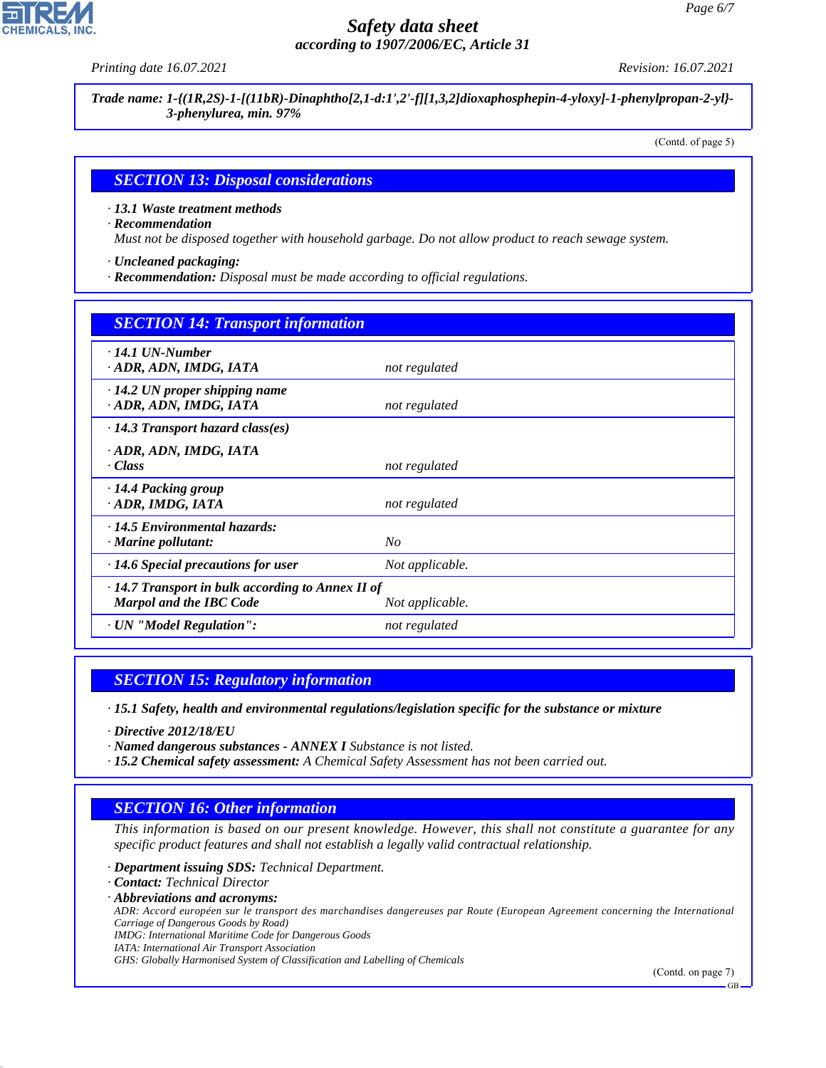**Trade name: 1-{(1R,2S)-1-[(11bR)-Dinaphtho[2,1-d:1',2'-f][1,3,2]dioxaphosphepin-4-yloxy]-1-phenylpropan-2-yl}-3-phenylurea, min. 97%**

(Contd. of page 5)

## SECTION 13: Disposal considerations

· **13.1 Waste treatment methods**
· **Recommendation**
Must not be disposed together with household garbage. Do not allow product to reach sewage system.

· **Uncleaned packaging:**
· **Recommendation:** Disposal must be made according to official regulations.

## SECTION 14: Transport information

| | |
|---|---|
| · **14.1 UN-Number**<br>· **ADR, ADN, IMDG, IATA** | not regulated |
| · **14.2 UN proper shipping name**<br>· **ADR, ADN, IMDG, IATA** | not regulated |
| · **14.3 Transport hazard class(es)**<br>· **ADR, ADN, IMDG, IATA**<br>· **Class** | not regulated |
| · **14.4 Packing group**<br>· **ADR, IMDG, IATA** | not regulated |
| · **14.5 Environmental hazards:**<br>· **Marine pollutant:** | No |
| · **14.6 Special precautions for user** | Not applicable. |
| · **14.7 Transport in bulk according to Annex II of Marpol and the IBC Code** | Not applicable. |
| · **UN "Model Regulation":** | not regulated |

## SECTION 15: Regulatory information

· **15.1 Safety, health and environmental regulations/legislation specific for the substance or mixture**

· **Directive 2012/18/EU**
· **Named dangerous substances - ANNEX I** Substance is not listed.
· **15.2 Chemical safety assessment:** A Chemical Safety Assessment has not been carried out.

## SECTION 16: Other information

This information is based on our present knowledge. However, this shall not constitute a guarantee for any specific product features and shall not establish a legally valid contractual relationship.

· **Department issuing SDS:** Technical Department.
· **Contact:** Technical Director
· **Abbreviations and acronyms:**
ADR: Accord européen sur le transport des marchandises dangereuses par Route (European Agreement concerning the International Carriage of Dangerous Goods by Road)
IMDG: International Maritime Code for Dangerous Goods
IATA: International Air Transport Association
GHS: Globally Harmonised System of Classification and Labelling of Chemicals

(Contd. on page 7)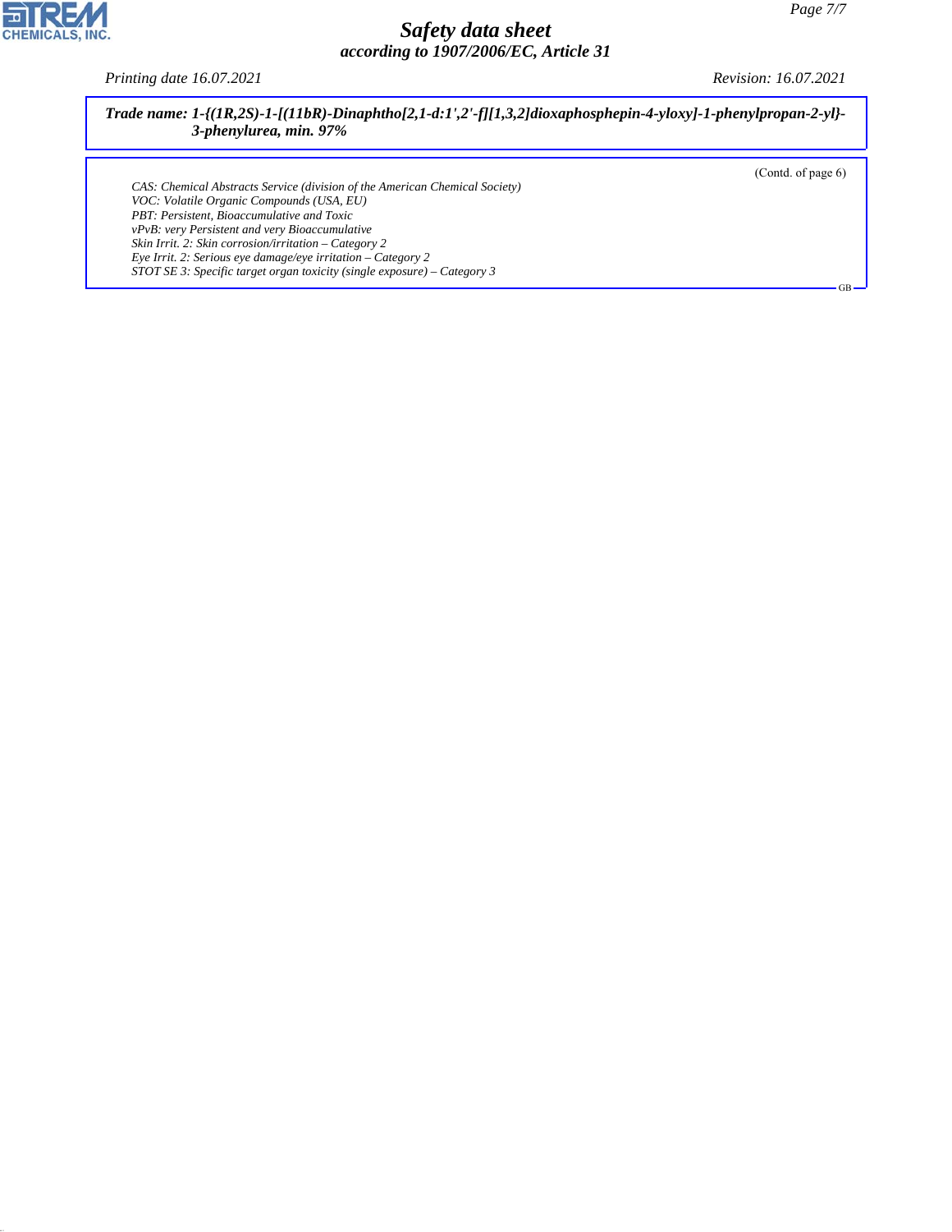**Trade name: 1-{(1R,2S)-1-[(11bR)-Dinaphtho[2,1-d:1',2'-f][1,3,2]dioxaphosphepin-4-yloxy]-1-phenylpropan-2-yl}-3-phenylurea, min. 97%**

(Contd. of page 6)

*CAS: Chemical Abstracts Service (division of the American Chemical Society)*
*VOC: Volatile Organic Compounds (USA, EU)*
*PBT: Persistent, Bioaccumulative and Toxic*
*vPvB: very Persistent and very Bioaccumulative*
*Skin Irrit. 2: Skin corrosion/irritation – Category 2*
*Eye Irrit. 2: Serious eye damage/eye irritation – Category 2*
*STOT SE 3: Specific target organ toxicity (single exposure) – Category 3*